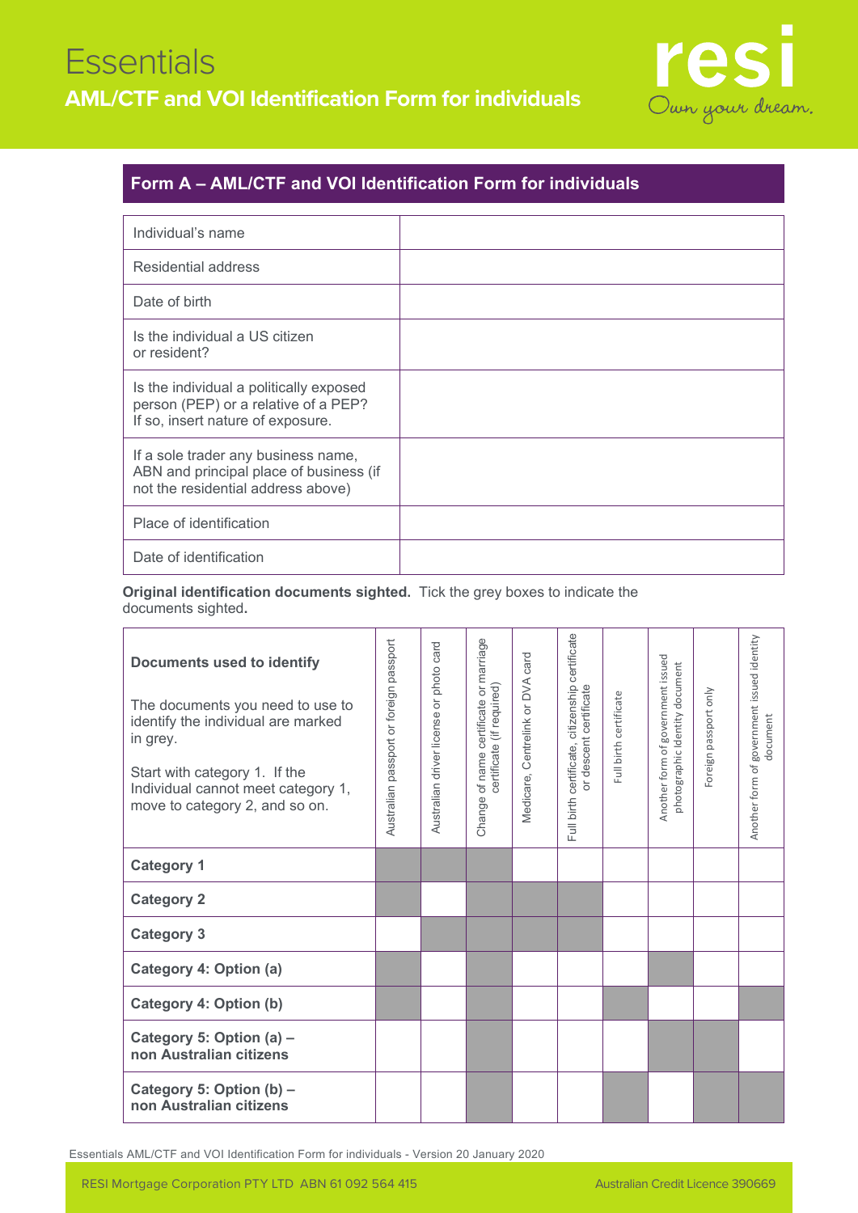# Essentials

## AML/CTF and VOI Identification Form for individuals

resi
Own your dream.

### Form A – AML/CTF and VOI Identification Form for individuals

| | |
|---|---|
| Individual's name | |
| Residential address | |
| Date of birth | |
| Is the individual a US citizen or resident? | |
| Is the individual a politically exposed person (PEP) or a relative of a PEP? If so, insert nature of exposure. | |
| If a sole trader any business name, ABN and principal place of business (if not the residential address above) | |
| Place of identification | |
| Date of identification | |

**Original identification documents sighted.** Tick the grey boxes to indicate the documents sighted**.**

| **Documents used to identify**<br><br>The documents you need to use to identify the individual are marked in grey.<br><br>Start with category 1. If the Individual cannot meet category 1, move to category 2, and so on. | Australian passport or foreign passport | Australian driver license or photo card | Change of name certificate or marriage certificate (if required) | Medicare, Centrelink or DVA card | Full birth certificate, citizenship certificate or descent certificate | Full birth certificate | Another form of government issued photographic identity document | Foreign passport only | Another form of government issued identity document |
|---|---|---|---|---|---|---|---|---|---|
| **Category 1** | ■ | ■ | ■ | | | | | | |
| **Category 2** | ■ | | ■ | ■ | ■ | | | | |
| **Category 3** | | ■ | ■ | ■ | ■ | | | | |
| **Category 4: Option (a)** | ■ | | ■ | | | | ■ | | |
| **Category 4: Option (b)** | ■ | | ■ | | | ■ | | | ■ |
| **Category 5: Option (a) – non Australian citizens** | | | ■ | | | | ■ | ■ | |
| **Category 5: Option (b) – non Australian citizens** | | | ■ | | | ■ | | ■ | ■ |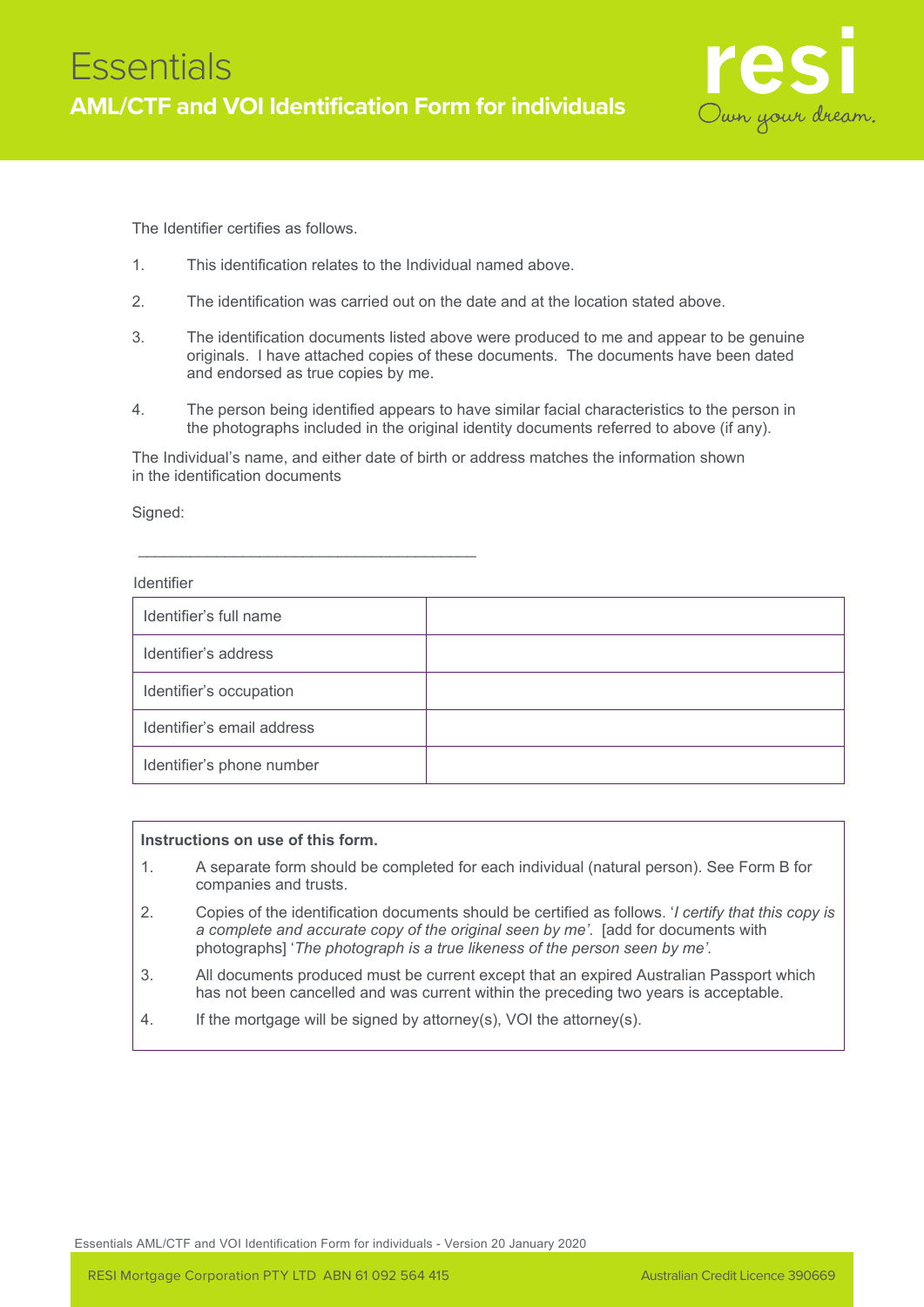# Essentials

## AML/CTF and VOI Identification Form for individuals

The Identifier certifies as follows.

1. This identification relates to the Individual named above.
2. The identification was carried out on the date and at the location stated above.
3. The identification documents listed above were produced to me and appear to be genuine originals. I have attached copies of these documents. The documents have been dated and endorsed as true copies by me.
4. The person being identified appears to have similar facial characteristics to the person in the photographs included in the original identity documents referred to above (if any).

The Individual's name, and either date of birth or address matches the information shown in the identification documents

Signed:

_______________________________________

Identifier

| | |
|---|---|
| Identifier's full name | |
| Identifier's address | |
| Identifier's occupation | |
| Identifier's email address | |
| Identifier's phone number | |

**Instructions on use of this form.**

1. A separate form should be completed for each individual (natural person). See Form B for companies and trusts.
2. Copies of the identification documents should be certified as follows. '*I certify that this copy is a complete and accurate copy of the original seen by me'*. [add for documents with photographs] '*The photograph is a true likeness of the person seen by me'*.
3. All documents produced must be current except that an expired Australian Passport which has not been cancelled and was current within the preceding two years is acceptable.
4. If the mortgage will be signed by attorney(s), VOI the attorney(s).

Essentials AML/CTF and VOI Identification Form for individuals - Version 20 January 2020

RESI Mortgage Corporation PTY LTD ABN 61 092 564 415 Australian Credit Licence 390669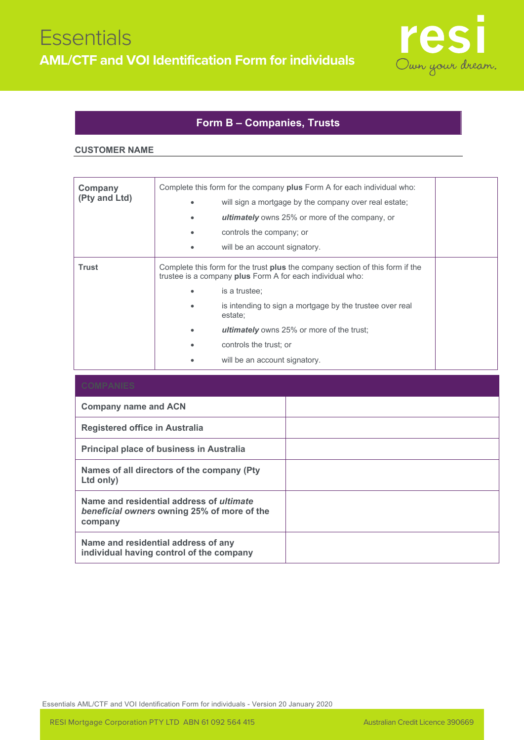# Essentials

## AML/CTF and VOI Identification Form for individuals

## Form B – Companies, Trusts

**CUSTOMER NAME**

| | | |
|---|---|---|
| **Company (Pty and Ltd)** | Complete this form for the company **plus** Form A for each individual who:<br>• will sign a mortgage by the company over real estate;<br>• ***ultimately*** owns 25% or more of the company, or<br>• controls the company; or<br>• will be an account signatory. | |
| **Trust** | Complete this form for the trust **plus** the company section of this form if the trustee is a company **plus** Form A for each individual who:<br>• is a trustee;<br>• is intending to sign a mortgage by the trustee over real estate;<br>• ***ultimately*** owns 25% or more of the trust;<br>• controls the trust; or<br>• will be an account signatory. | |

| COMPANIES | |
|---|---|
| **Company name and ACN** | |
| **Registered office in Australia** | |
| **Principal place of business in Australia** | |
| **Names of all directors of the company (Pty Ltd only)** | |
| **Name and residential address of *ultimate beneficial owners* owning 25% of more of the company** | |
| **Name and residential address of any individual having control of the company** | |

Essentials AML/CTF and VOI Identification Form for individuals - Version 20 January 2020

RESI Mortgage Corporation PTY LTD ABN 61 092 564 415 Australian Credit Licence 390669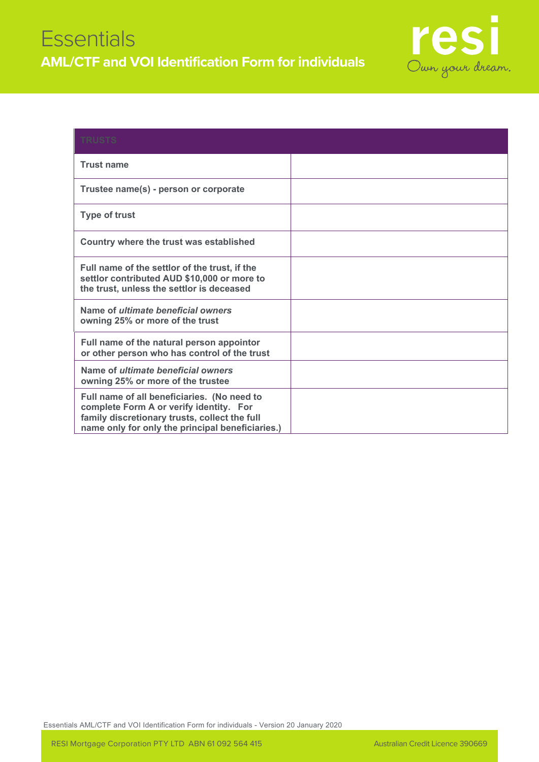# Essentials

## AML/CTF and VOI Identification Form for individuals

| TRUSTS | |
|---|---|
| **Trust name** | |
| **Trustee name(s) - person or corporate** | |
| **Type of trust** | |
| **Country where the trust was established** | |
| **Full name of the settlor of the trust, if the settlor contributed AUD $10,000 or more to the trust, unless the settlor is deceased** | |
| **Name of *ultimate beneficial owners* owning 25% or more of the trust** | |
| **Full name of the natural person appointor or other person who has control of the trust** | |
| **Name of *ultimate beneficial owners* owning 25% or more of the trustee** | |
| **Full name of all beneficiaries. (No need to complete Form A or verify identity. For family discretionary trusts, collect the full name only for only the principal beneficiaries.)** | |

Essentials AML/CTF and VOI Identification Form for individuals - Version 20 January 2020

RESI Mortgage Corporation PTY LTD ABN 61 092 564 415 Australian Credit Licence 390669